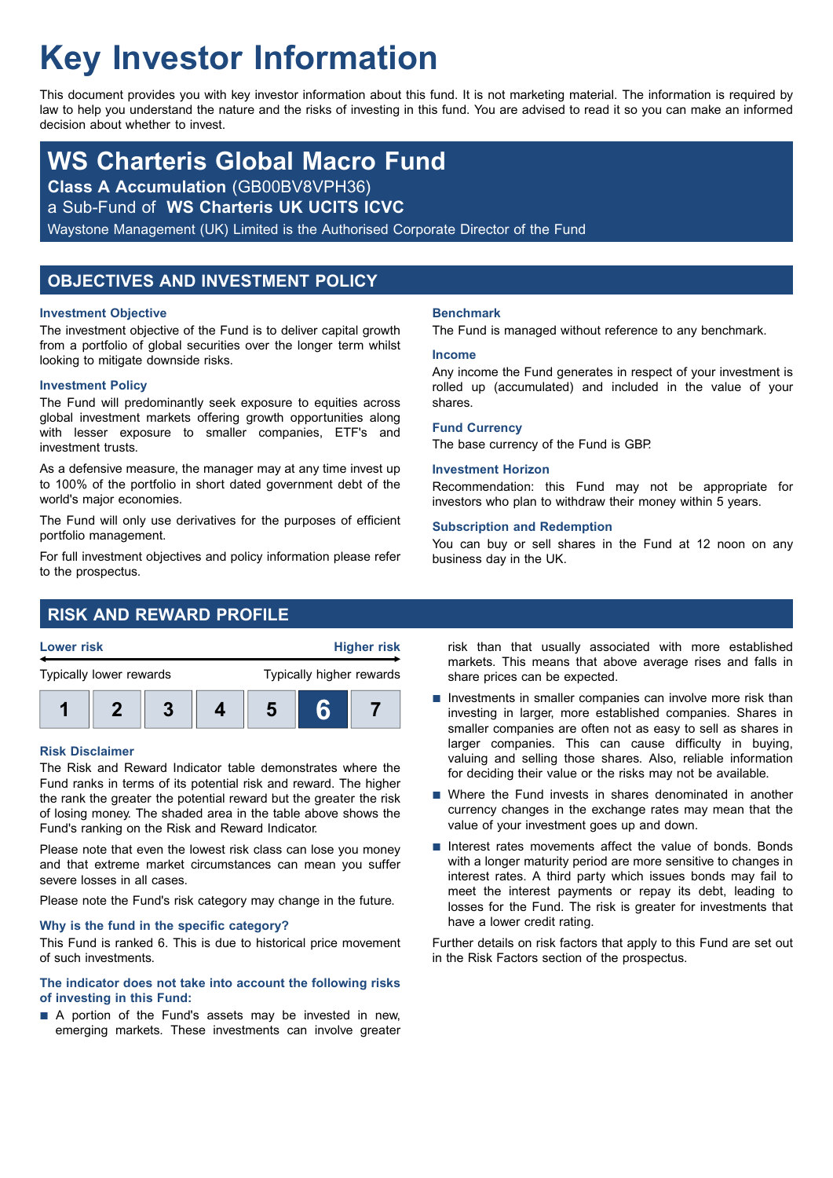# Key Investor Information

This document provides you with key investor information about this fund. It is not marketing material. The information is required by law to help you understand the nature and the risks of investing in this fund. You are advised to read it so you can make an informed decision about whether to invest.

## WS Charteris Global Macro Fund

**Class A Accumulation** (GB00BV8VPH36)

a Sub-Fund of **WS Charteris UK UCITS ICVC**

Waystone Management (UK) Limited is the Authorised Corporate Director of the Fund

## OBJECTIVES AND INVESTMENT POLICY

### Investment Objective

The investment objective of the Fund is to deliver capital growth from a portfolio of global securities over the longer term whilst looking to mitigate downside risks.

### Investment Policy

The Fund will predominantly seek exposure to equities across global investment markets offering growth opportunities along with lesser exposure to smaller companies, ETF's and investment trusts.

As a defensive measure, the manager may at any time invest up to 100% of the portfolio in short dated government debt of the world's major economies.

The Fund will only use derivatives for the purposes of efficient portfolio management.

For full investment objectives and policy information please refer to the prospectus.

### Benchmark

The Fund is managed without reference to any benchmark.

### Income

Any income the Fund generates in respect of your investment is rolled up (accumulated) and included in the value of your shares.

### Fund Currency

The base currency of the Fund is GBP.

### Investment Horizon

Recommendation: this Fund may not be appropriate for investors who plan to withdraw their money within 5 years.

### Subscription and Redemption

You can buy or sell shares in the Fund at 12 noon on any business day in the UK.

## RISK AND REWARD PROFILE

| Lower risk | | | | | | Higher risk |
|---|---|---|---|---|---|---|
| Typically lower rewards | | | | | | Typically higher rewards |
| 1 | 2 | 3 | 4 | 5 | **6** | 7 |

### Risk Disclaimer

The Risk and Reward Indicator table demonstrates where the Fund ranks in terms of its potential risk and reward. The higher the rank the greater the potential reward but the greater the risk of losing money. The shaded area in the table above shows the Fund's ranking on the Risk and Reward Indicator.

Please note that even the lowest risk class can lose you money and that extreme market circumstances can mean you suffer severe losses in all cases.

Please note the Fund's risk category may change in the future.

### Why is the fund in the specific category?

This Fund is ranked 6. This is due to historical price movement of such investments.

### The indicator does not take into account the following risks of investing in this Fund:

- A portion of the Fund's assets may be invested in new, emerging markets. These investments can involve greater risk than that usually associated with more established markets. This means that above average rises and falls in share prices can be expected.
- Investments in smaller companies can involve more risk than investing in larger, more established companies. Shares in smaller companies are often not as easy to sell as shares in larger companies. This can cause difficulty in buying, valuing and selling those shares. Also, reliable information for deciding their value or the risks may not be available.
- Where the Fund invests in shares denominated in another currency changes in the exchange rates may mean that the value of your investment goes up and down.
- Interest rates movements affect the value of bonds. Bonds with a longer maturity period are more sensitive to changes in interest rates. A third party which issues bonds may fail to meet the interest payments or repay its debt, leading to losses for the Fund. The risk is greater for investments that have a lower credit rating.

Further details on risk factors that apply to this Fund are set out in the Risk Factors section of the prospectus.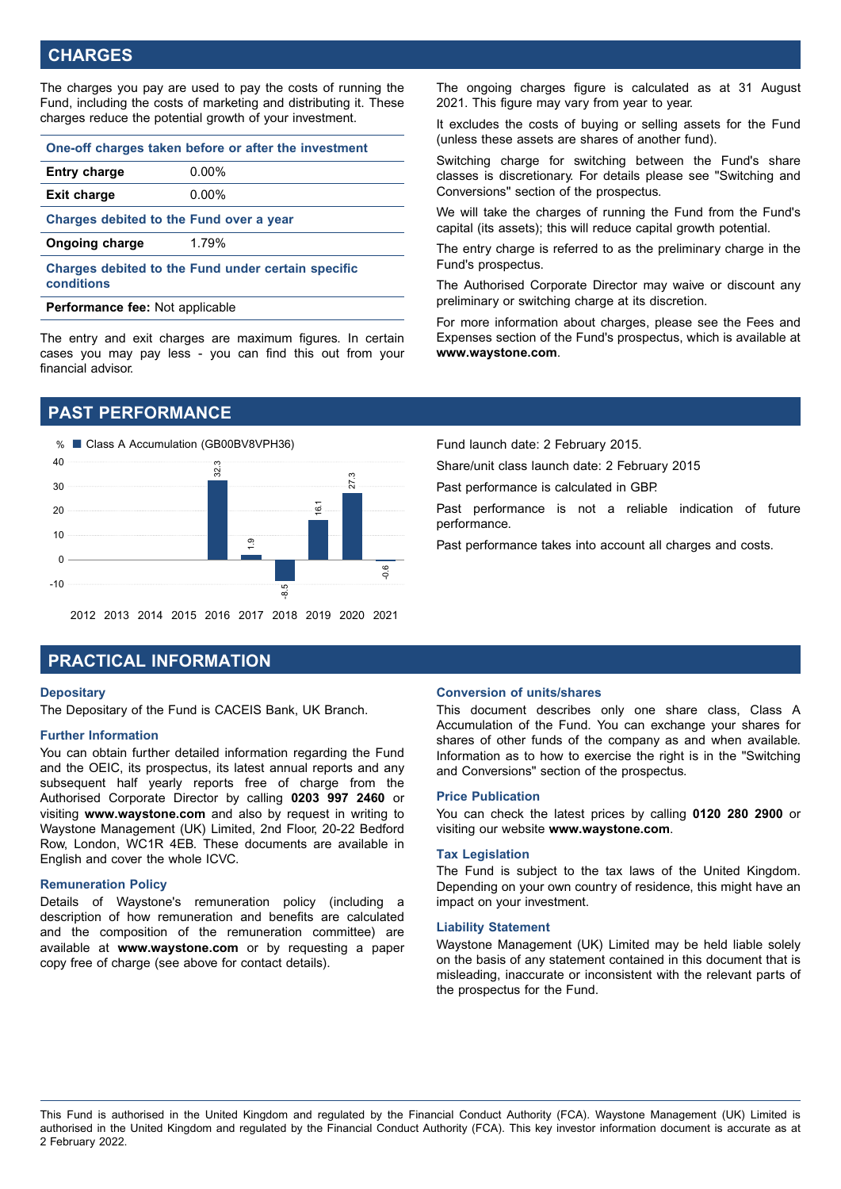## CHARGES

The charges you pay are used to pay the costs of running the Fund, including the costs of marketing and distributing it. These charges reduce the potential growth of your investment.

| | |
|---|---|
| **One-off charges taken before or after the investment** | |
| **Entry charge** | 0.00% |
| **Exit charge** | 0.00% |
| **Charges debited to the Fund over a year** | |
| **Ongoing charge** | 1.79% |
| **Charges debited to the Fund under certain specific conditions** | |
| **Performance fee:** Not applicable | |

The entry and exit charges are maximum figures. In certain cases you may pay less - you can find this out from your financial advisor.

The ongoing charges figure is calculated as at 31 August 2021. This figure may vary from year to year.

It excludes the costs of buying or selling assets for the Fund (unless these assets are shares of another fund).

Switching charge for switching between the Fund's share classes is discretionary. For details please see "Switching and Conversions" section of the prospectus.

We will take the charges of running the Fund from the Fund's capital (its assets); this will reduce capital growth potential.

The entry charge is referred to as the preliminary charge in the Fund's prospectus.

The Authorised Corporate Director may waive or discount any preliminary or switching charge at its discretion.

For more information about charges, please see the Fees and Expenses section of the Fund's prospectus, which is available at **www.waystone.com**.

## PAST PERFORMANCE

% Class A Accumulation (GB00BV8VPH36)

40
30
20
10
0
-10

32.3
1.9
-8.5
16.1
27.3
-0.6

2012 2013 2014 2015 2016 2017 2018 2019 2020 2021

Fund launch date: 2 February 2015.

Share/unit class launch date: 2 February 2015

Past performance is calculated in GBP.

Past performance is not a reliable indication of future performance.

Past performance takes into account all charges and costs.

## PRACTICAL INFORMATION

### Depositary

The Depositary of the Fund is CACEIS Bank, UK Branch.

### Further Information

You can obtain further detailed information regarding the Fund and the OEIC, its prospectus, its latest annual reports and any subsequent half yearly reports free of charge from the Authorised Corporate Director by calling **0203 997 2460** or visiting **www.waystone.com** and also by request in writing to Waystone Management (UK) Limited, 2nd Floor, 20-22 Bedford Row, London, WC1R 4EB. These documents are available in English and cover the whole ICVC.

### Remuneration Policy

Details of Waystone's remuneration policy (including a description of how remuneration and benefits are calculated and the composition of the remuneration committee) are available at **www.waystone.com** or by requesting a paper copy free of charge (see above for contact details).

### Conversion of units/shares

This document describes only one share class, Class A Accumulation of the Fund. You can exchange your shares for shares of other funds of the company as and when available. Information as to how to exercise the right is in the "Switching and Conversions" section of the prospectus.

### Price Publication

You can check the latest prices by calling **0120 280 2900** or visiting our website **www.waystone.com**.

### Tax Legislation

The Fund is subject to the tax laws of the United Kingdom. Depending on your own country of residence, this might have an impact on your investment.

### Liability Statement

Waystone Management (UK) Limited may be held liable solely on the basis of any statement contained in this document that is misleading, inaccurate or inconsistent with the relevant parts of the prospectus for the Fund.

This Fund is authorised in the United Kingdom and regulated by the Financial Conduct Authority (FCA). Waystone Management (UK) Limited is authorised in the United Kingdom and regulated by the Financial Conduct Authority (FCA). This key investor information document is accurate as at 2 February 2022.